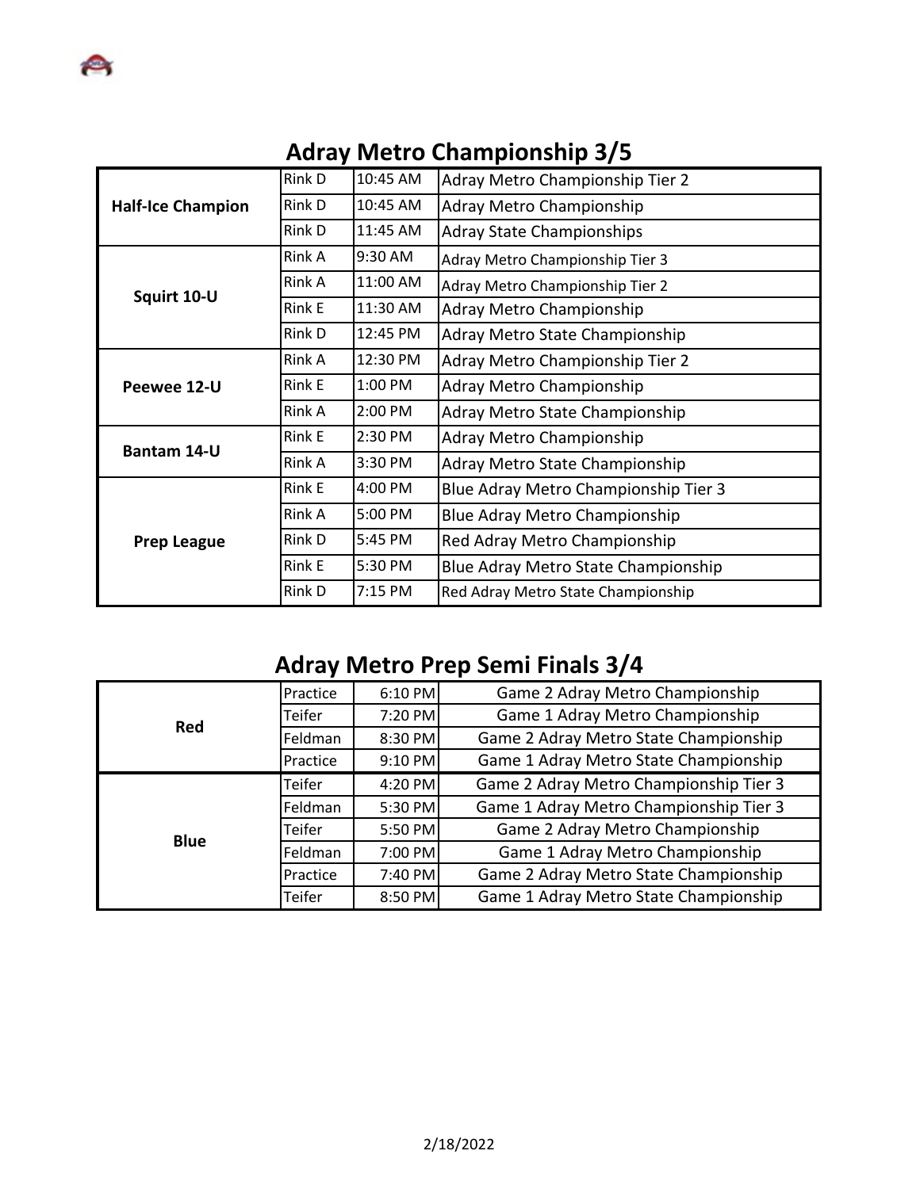## Adray Metro Championship 3/5

| | | | |
|---|---|---|---|
| **Half-Ice Champion** | Rink D | 10:45 AM | Adray Metro Championship Tier 2 |
| | Rink D | 10:45 AM | Adray Metro Championship |
| | Rink D | 11:45 AM | Adray State Championships |
| **Squirt 10-U** | Rink A | 9:30 AM | Adray Metro Championship Tier 3 |
| | Rink A | 11:00 AM | Adray Metro Championship Tier 2 |
| | Rink E | 11:30 AM | Adray Metro Championship |
| | Rink D | 12:45 PM | Adray Metro State Championship |
| **Peewee 12-U** | Rink A | 12:30 PM | Adray Metro Championship Tier 2 |
| | Rink E | 1:00 PM | Adray Metro Championship |
| | Rink A | 2:00 PM | Adray Metro State Championship |
| **Bantam 14-U** | Rink E | 2:30 PM | Adray Metro Championship |
| | Rink A | 3:30 PM | Adray Metro State Championship |
| **Prep League** | Rink E | 4:00 PM | Blue Adray Metro Championship Tier 3 |
| | Rink A | 5:00 PM | Blue Adray Metro Championship |
| | Rink D | 5:45 PM | Red Adray Metro Championship |
| | Rink E | 5:30 PM | Blue Adray Metro State Championship |
| | Rink D | 7:15 PM | Red Adray Metro State Championship |

## Adray Metro Prep Semi Finals 3/4

| | | | |
|---|---|---|---|
| **Red** | Practice | 6:10 PM | Game 2 Adray Metro Championship |
| | Teifer | 7:20 PM | Game 1 Adray Metro Championship |
| | Feldman | 8:30 PM | Game 2 Adray Metro State Championship |
| | Practice | 9:10 PM | Game 1 Adray Metro State Championship |
| **Blue** | Teifer | 4:20 PM | Game 2 Adray Metro Championship Tier 3 |
| | Feldman | 5:30 PM | Game 1 Adray Metro Championship Tier 3 |
| | Teifer | 5:50 PM | Game 2 Adray Metro Championship |
| | Feldman | 7:00 PM | Game 1 Adray Metro Championship |
| | Practice | 7:40 PM | Game 2 Adray Metro State Championship |
| | Teifer | 8:50 PM | Game 1 Adray Metro State Championship |

2/18/2022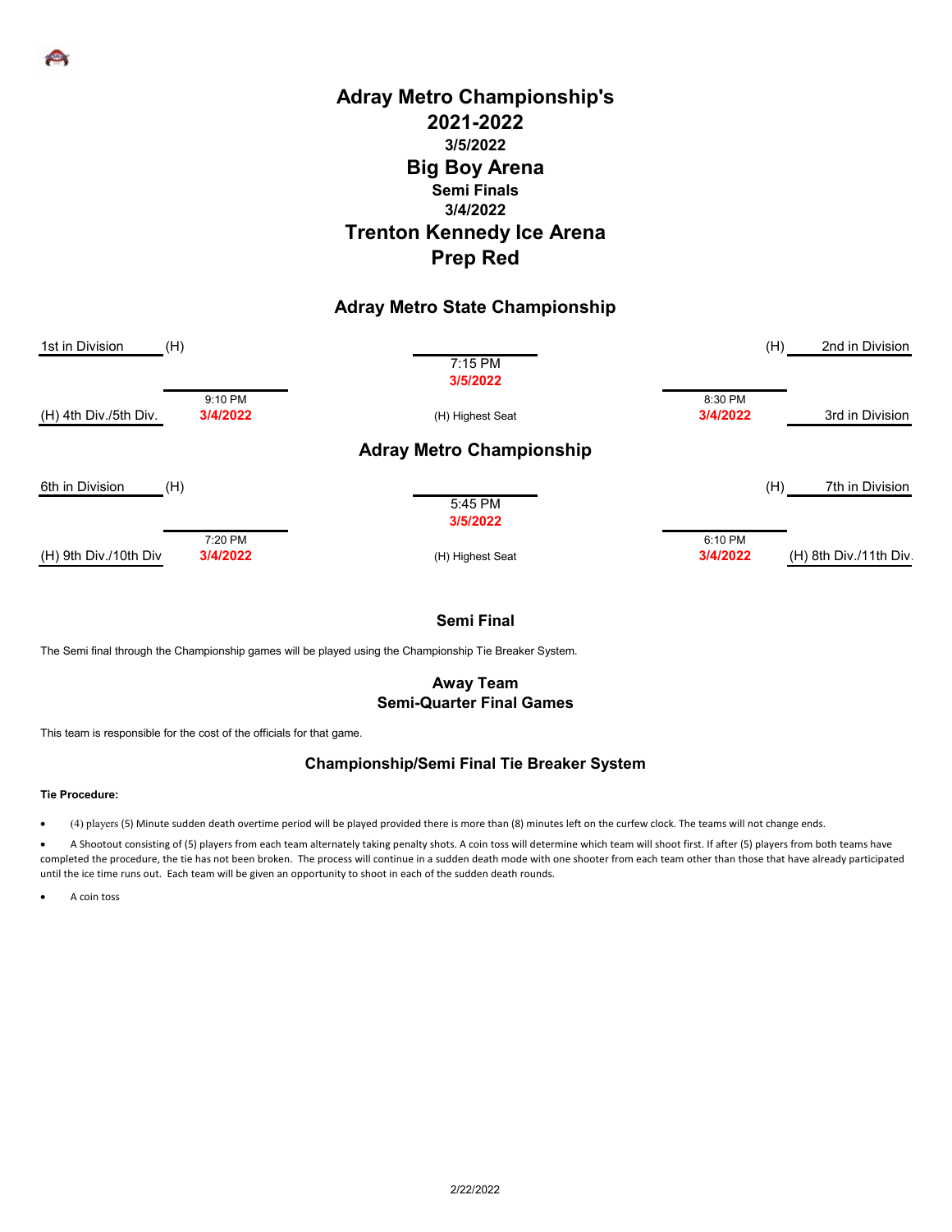# Adray Metro Championship's

## 2021-2022

### 3/5/2022

## Big Boy Arena

### Semi Finals

### 3/4/2022

## Trenton Kennedy Ice Arena

## Prep Red

### Adray Metro State Championship

| | | | | |
|---|---|---|---|---|
| 1st in Division (H) | | | | (H) 2nd in Division |
| | | 7:15 PM 3/5/2022 | | |
| (H) 4th Div./5th Div. | 9:10 PM 3/4/2022 | (H) Highest Seat | 8:30 PM 3/4/2022 | 3rd in Division |

### Adray Metro Championship

| | | | | |
|---|---|---|---|---|
| 6th in Division (H) | | | | (H) 7th in Division |
| | | 5:45 PM 3/5/2022 | | |
| (H) 9th Div./10th Div | 7:20 PM 3/4/2022 | (H) Highest Seat | 6:10 PM 3/4/2022 | (H) 8th Div./11th Div. |

### Semi Final

The Semi final through the Championship games will be played using the Championship Tie Breaker System.

### Away Team
### Semi-Quarter Final Games

This team is responsible for the cost of the officials for that game.

### Championship/Semi Final Tie Breaker System

**Tie Procedure:**

- (4) players (5) Minute sudden death overtime period will be played provided there is more than (8) minutes left on the curfew clock. The teams will not change ends.
- A Shootout consisting of (5) players from each team alternately taking penalty shots. A coin toss will determine which team will shoot first. If after (5) players from both teams have completed the procedure, the tie has not been broken. The process will continue in a sudden death mode with one shooter from each team other than those that have already participated until the ice time runs out. Each team will be given an opportunity to shoot in each of the sudden death rounds.
- A coin toss

2/22/2022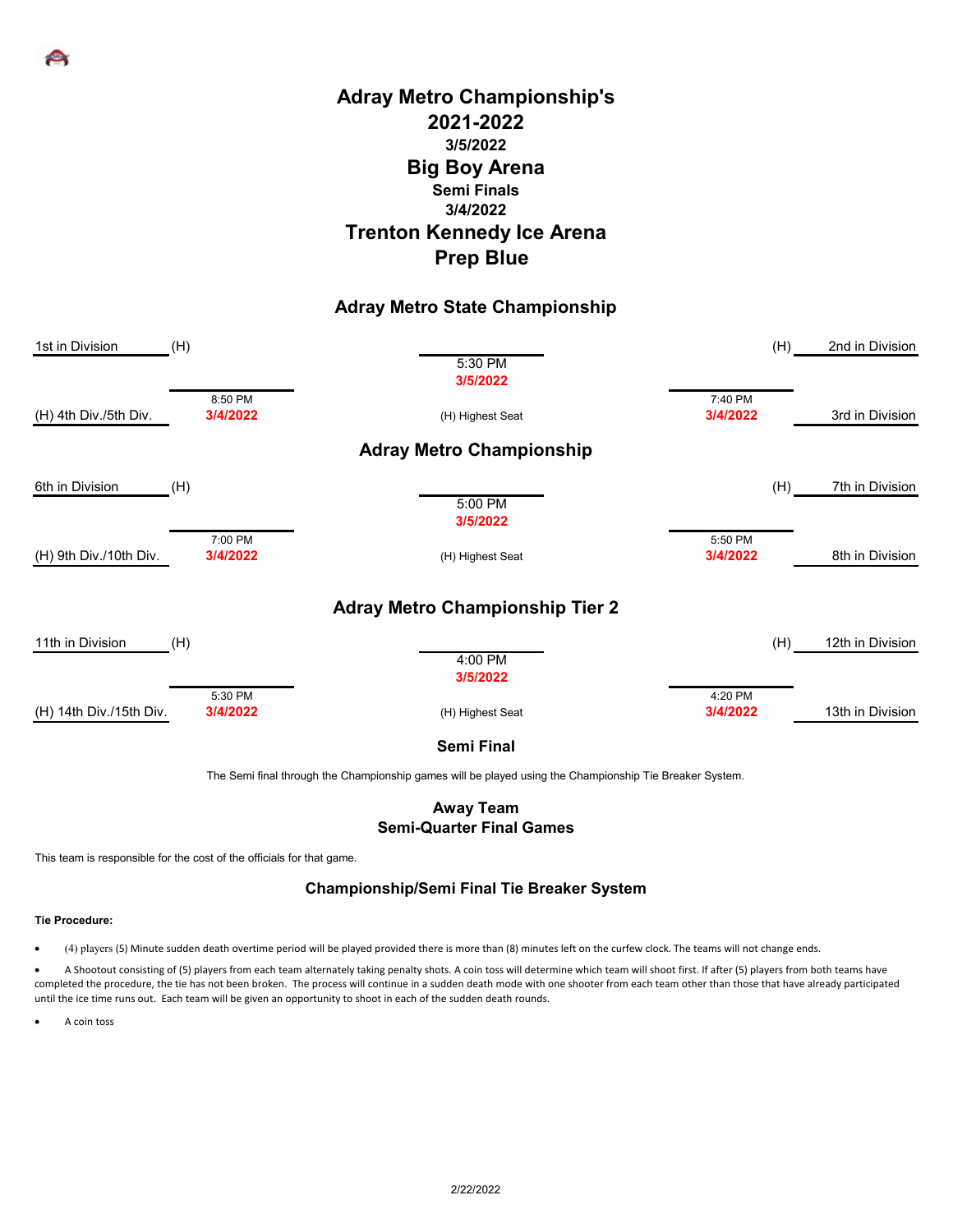# Adray Metro Championship's

## 2021-2022

**3/5/2022**

## Big Boy Arena

**Semi Finals**

**3/4/2022**

## Trenton Kennedy Ice Arena

## Prep Blue

### Adray Metro State Championship

1st in Division (H)

(H) 4th Div./5th Div.
8:50 PM
**3/4/2022**

5:30 PM
**3/5/2022**
(H) Highest Seat

(H) 2nd in Division

3rd in Division
7:40 PM
**3/4/2022**

### Adray Metro Championship

6th in Division (H)

(H) 9th Div./10th Div.
7:00 PM
**3/4/2022**

5:00 PM
**3/5/2022**
(H) Highest Seat

(H) 7th in Division

8th in Division
5:50 PM
**3/4/2022**

### Adray Metro Championship Tier 2

11th in Division (H)

(H) 14th Div./15th Div.
5:30 PM
**3/4/2022**

4:00 PM
**3/5/2022**
(H) Highest Seat

(H) 12th in Division

13th in Division
4:20 PM
**3/4/2022**

**Semi Final**

The Semi final through the Championship games will be played using the Championship Tie Breaker System.

**Away Team**
**Semi-Quarter Final Games**

This team is responsible for the cost of the officials for that game.

### Championship/Semi Final Tie Breaker System

**Tie Procedure:**

- (4) players (5) Minute sudden death overtime period will be played provided there is more than (8) minutes left on the curfew clock. The teams will not change ends.
- A Shootout consisting of (5) players from each team alternately taking penalty shots. A coin toss will determine which team will shoot first. If after (5) players from both teams have completed the procedure, the tie has not been broken. The process will continue in a sudden death mode with one shooter from each team other than those that have already participated until the ice time runs out. Each team will be given an opportunity to shoot in each of the sudden death rounds.
- A coin toss

2/22/2022